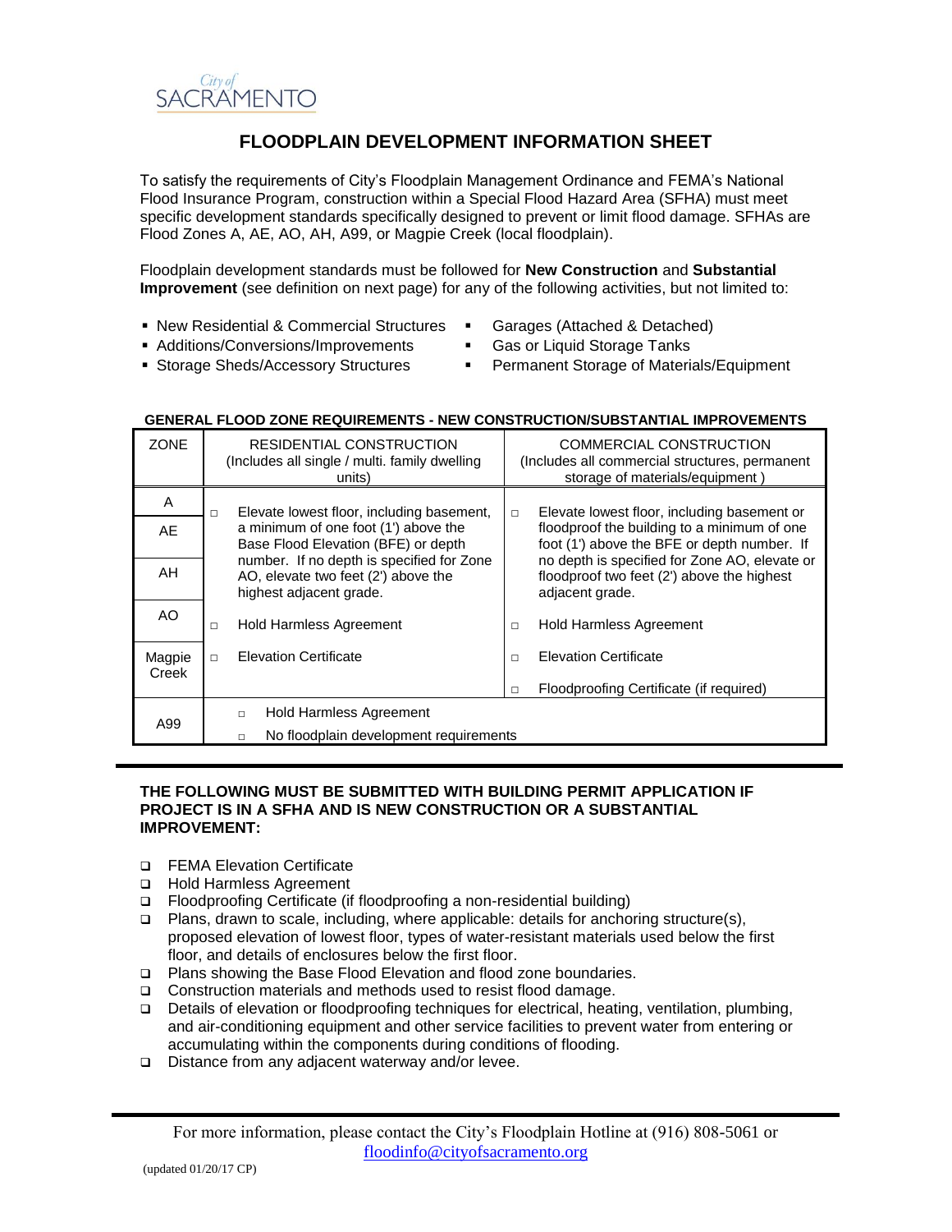City of SACRAMENTO

# FLOODPLAIN DEVELOPMENT INFORMATION SHEET

To satisfy the requirements of City's Floodplain Management Ordinance and FEMA's National Flood Insurance Program, construction within a Special Flood Hazard Area (SFHA) must meet specific development standards specifically designed to prevent or limit flood damage. SFHAs are Flood Zones A, AE, AO, AH, A99, or Magpie Creek (local floodplain).

Floodplain development standards must be followed for **New Construction** and **Substantial Improvement** (see definition on next page) for any of the following activities, but not limited to:

- New Residential & Commercial Structures
- Additions/Conversions/Improvements
- Storage Sheds/Accessory Structures
- Garages (Attached & Detached)
- Gas or Liquid Storage Tanks
- Permanent Storage of Materials/Equipment

**GENERAL FLOOD ZONE REQUIREMENTS - NEW CONSTRUCTION/SUBSTANTIAL IMPROVEMENTS**

| ZONE | RESIDENTIAL CONSTRUCTION (Includes all single / multi. family dwelling units) | COMMERCIAL CONSTRUCTION (Includes all commercial structures, permanent storage of materials/equipment ) |
|---|---|---|
| A<br>AE<br>AH<br>AO<br>Magpie Creek | □ Elevate lowest floor, including basement, a minimum of one foot (1') above the Base Flood Elevation (BFE) or depth number. If no depth is specified for Zone AO, elevate two feet (2') above the highest adjacent grade.<br>□ Hold Harmless Agreement<br>□ Elevation Certificate | □ Elevate lowest floor, including basement or floodproof the building to a minimum of one foot (1') above the BFE or depth number. If no depth is specified for Zone AO, elevate or floodproof two feet (2') above the highest adjacent grade.<br>□ Hold Harmless Agreement<br>□ Elevation Certificate<br>□ Floodproofing Certificate (if required) |
| A99 | □ Hold Harmless Agreement<br>□ No floodplain development requirements | |

**THE FOLLOWING MUST BE SUBMITTED WITH BUILDING PERMIT APPLICATION IF PROJECT IS IN A SFHA AND IS NEW CONSTRUCTION OR A SUBSTANTIAL IMPROVEMENT:**

- ❑ FEMA Elevation Certificate
- ❑ Hold Harmless Agreement
- ❑ Floodproofing Certificate (if floodproofing a non-residential building)
- ❑ Plans, drawn to scale, including, where applicable: details for anchoring structure(s), proposed elevation of lowest floor, types of water-resistant materials used below the first floor, and details of enclosures below the first floor.
- ❑ Plans showing the Base Flood Elevation and flood zone boundaries.
- ❑ Construction materials and methods used to resist flood damage.
- ❑ Details of elevation or floodproofing techniques for electrical, heating, ventilation, plumbing, and air-conditioning equipment and other service facilities to prevent water from entering or accumulating within the components during conditions of flooding.
- ❑ Distance from any adjacent waterway and/or levee.

For more information, please contact the City's Floodplain Hotline at (916) 808-5061 or floodinfo@cityofsacramento.org

(updated 01/20/17 CP)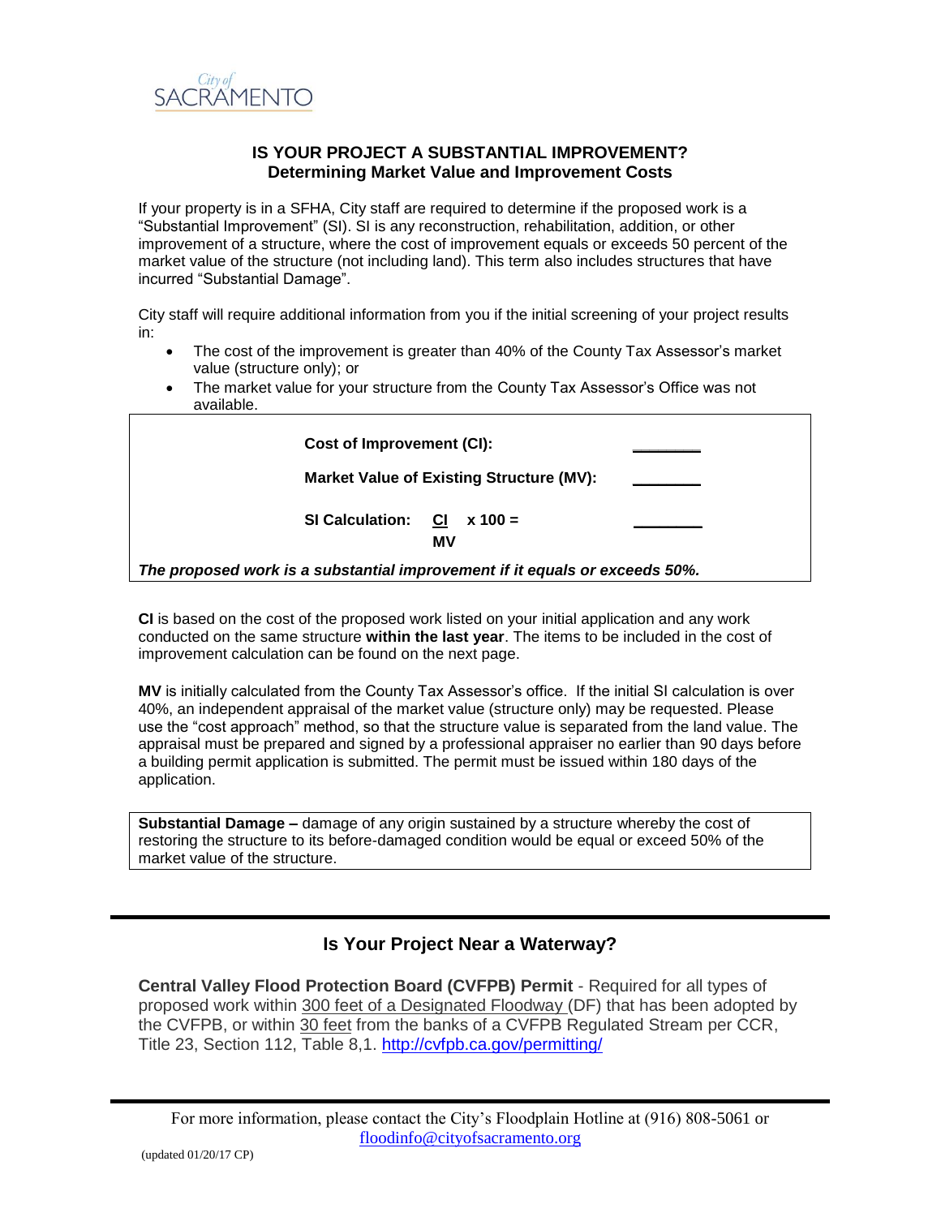City of SACRAMENTO

## IS YOUR PROJECT A SUBSTANTIAL IMPROVEMENT?
### Determining Market Value and Improvement Costs

If your property is in a SFHA, City staff are required to determine if the proposed work is a "Substantial Improvement" (SI). SI is any reconstruction, rehabilitation, addition, or other improvement of a structure, where the cost of improvement equals or exceeds 50 percent of the market value of the structure (not including land). This term also includes structures that have incurred "Substantial Damage".

City staff will require additional information from you if the initial screening of your project results in:

- The cost of the improvement is greater than 40% of the County Tax Assessor's market value (structure only); or
- The market value for your structure from the County Tax Assessor's Office was not available.

**Cost of Improvement (CI):** ________

**Market Value of Existing Structure (MV):** ________

**SI Calculation:** $\frac{CI}{MV} \times 100 =$ ________

***The proposed work is a substantial improvement if it equals or exceeds 50%.***

**CI** is based on the cost of the proposed work listed on your initial application and any work conducted on the same structure **within the last year**. The items to be included in the cost of improvement calculation can be found on the next page.

**MV** is initially calculated from the County Tax Assessor's office. If the initial SI calculation is over 40%, an independent appraisal of the market value (structure only) may be requested. Please use the "cost approach" method, so that the structure value is separated from the land value. The appraisal must be prepared and signed by a professional appraiser no earlier than 90 days before a building permit application is submitted. The permit must be issued within 180 days of the application.

**Substantial Damage –** damage of any origin sustained by a structure whereby the cost of restoring the structure to its before-damaged condition would be equal or exceed 50% of the market value of the structure.

---

## Is Your Project Near a Waterway?

**Central Valley Flood Protection Board (CVFPB) Permit** - Required for all types of proposed work within 300 feet of a Designated Floodway (DF) that has been adopted by the CVFPB, or within 30 feet from the banks of a CVFPB Regulated Stream per CCR, Title 23, Section 112, Table 8,1. http://cvfpb.ca.gov/permitting/

---

For more information, please contact the City's Floodplain Hotline at (916) 808-5061 or floodinfo@cityofsacramento.org

(updated 01/20/17 CP)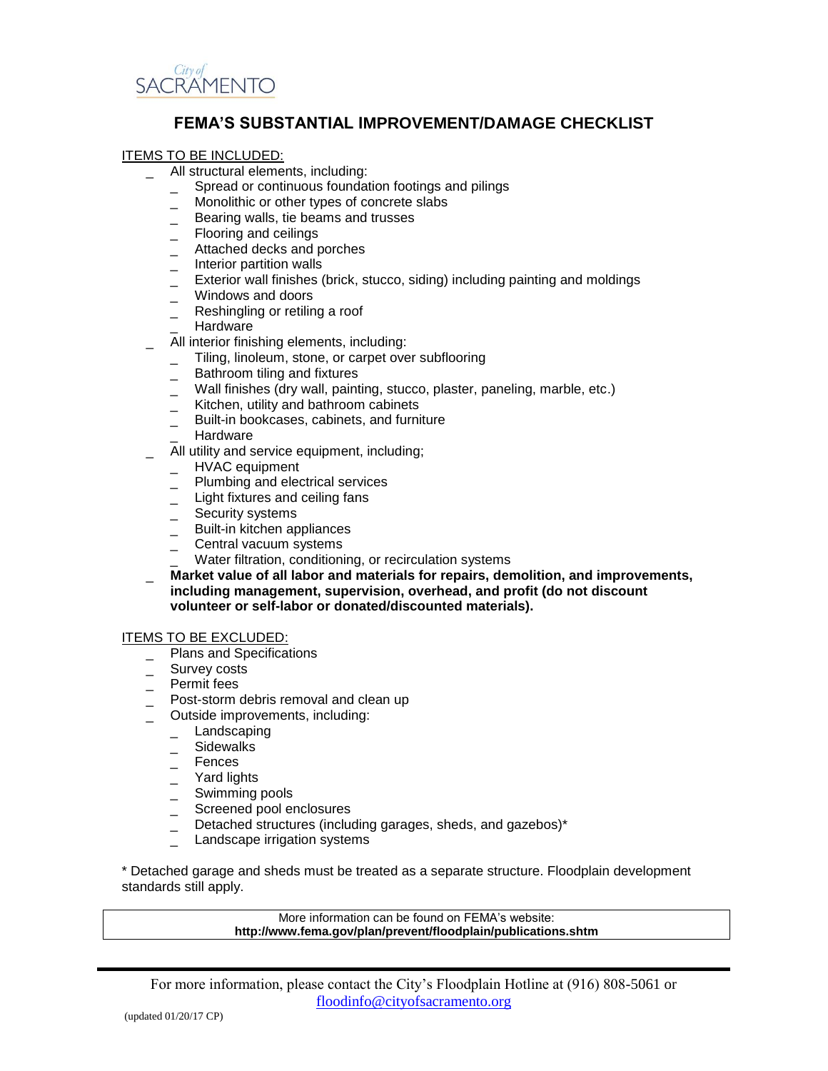City of SACRAMENTO

## FEMA'S SUBSTANTIAL IMPROVEMENT/DAMAGE CHECKLIST

ITEMS TO BE INCLUDED:

- _ All structural elements, including:
  - _ Spread or continuous foundation footings and pilings
  - _ Monolithic or other types of concrete slabs
  - _ Bearing walls, tie beams and trusses
  - _ Flooring and ceilings
  - _ Attached decks and porches
  - _ Interior partition walls
  - _ Exterior wall finishes (brick, stucco, siding) including painting and moldings
  - _ Windows and doors
  - _ Reshingling or retiling a roof
  - _ Hardware
- _ All interior finishing elements, including:
  - _ Tiling, linoleum, stone, or carpet over subflooring
  - _ Bathroom tiling and fixtures
  - _ Wall finishes (dry wall, painting, stucco, plaster, paneling, marble, etc.)
  - _ Kitchen, utility and bathroom cabinets
  - _ Built-in bookcases, cabinets, and furniture
  - _ Hardware
- _ All utility and service equipment, including;
  - _ HVAC equipment
  - _ Plumbing and electrical services
  - _ Light fixtures and ceiling fans
  - _ Security systems
  - _ Built-in kitchen appliances
  - _ Central vacuum systems
  - _ Water filtration, conditioning, or recirculation systems
- _ **Market value of all labor and materials for repairs, demolition, and improvements, including management, supervision, overhead, and profit (do not discount volunteer or self-labor or donated/discounted materials).**

ITEMS TO BE EXCLUDED:

- _ Plans and Specifications
- _ Survey costs
- _ Permit fees
- _ Post-storm debris removal and clean up
- _ Outside improvements, including:
  - _ Landscaping
  - _ Sidewalks
  - _ Fences
  - _ Yard lights
  - _ Swimming pools
  - _ Screened pool enclosures
  - _ Detached structures (including garages, sheds, and gazebos)*
  - _ Landscape irrigation systems

* Detached garage and sheds must be treated as a separate structure. Floodplain development standards still apply.

More information can be found on FEMA's website:
**http://www.fema.gov/plan/prevent/floodplain/publications.shtm**

For more information, please contact the City's Floodplain Hotline at (916) 808-5061 or floodinfo@cityofsacramento.org

(updated 01/20/17 CP)